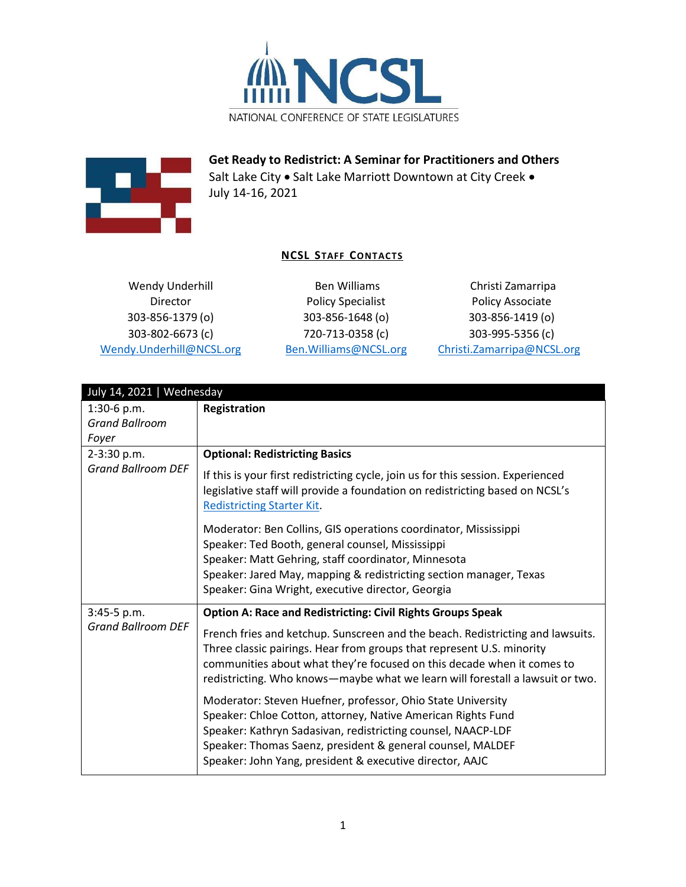NATIONAL CONFERENCE OF STATE LEGISLATURES

**Get Ready to Redistrict: A Seminar for Practitioners and Others**
Salt Lake City • Salt Lake Marriott Downtown at City Creek •
July 14-16, 2021

## NCSL STAFF CONTACTS

| Wendy Underhill | Ben Williams | Christi Zamarripa |
|---|---|---|
| Director | Policy Specialist | Policy Associate |
| 303-856-1379 (o) | 303-856-1648 (o) | 303-856-1419 (o) |
| 303-802-6673 (c) | 720-713-0358 (c) | 303-995-5356 (c) |
| Wendy.Underhill@NCSL.org | Ben.Williams@NCSL.org | Christi.Zamarripa@NCSL.org |

| July 14, 2021 \| Wednesday | |
|---|---|
| 1:30-6 p.m.<br>*Grand Ballroom Foyer* | **Registration** |
| 2-3:30 p.m.<br>*Grand Ballroom DEF* | **Optional: Redistricting Basics**<br><br>If this is your first redistricting cycle, join us for this session. Experienced legislative staff will provide a foundation on redistricting based on NCSL's Redistricting Starter Kit.<br><br>Moderator: Ben Collins, GIS operations coordinator, Mississippi<br>Speaker: Ted Booth, general counsel, Mississippi<br>Speaker: Matt Gehring, staff coordinator, Minnesota<br>Speaker: Jared May, mapping & redistricting section manager, Texas<br>Speaker: Gina Wright, executive director, Georgia |
| 3:45-5 p.m.<br>*Grand Ballroom DEF* | **Option A: Race and Redistricting: Civil Rights Groups Speak**<br><br>French fries and ketchup. Sunscreen and the beach. Redistricting and lawsuits. Three classic pairings. Hear from groups that represent U.S. minority communities about what they're focused on this decade when it comes to redistricting. Who knows—maybe what we learn will forestall a lawsuit or two.<br><br>Moderator: Steven Huefner, professor, Ohio State University<br>Speaker: Chloe Cotton, attorney, Native American Rights Fund<br>Speaker: Kathryn Sadasivan, redistricting counsel, NAACP-LDF<br>Speaker: Thomas Saenz, president & general counsel, MALDEF<br>Speaker: John Yang, president & executive director, AAJC |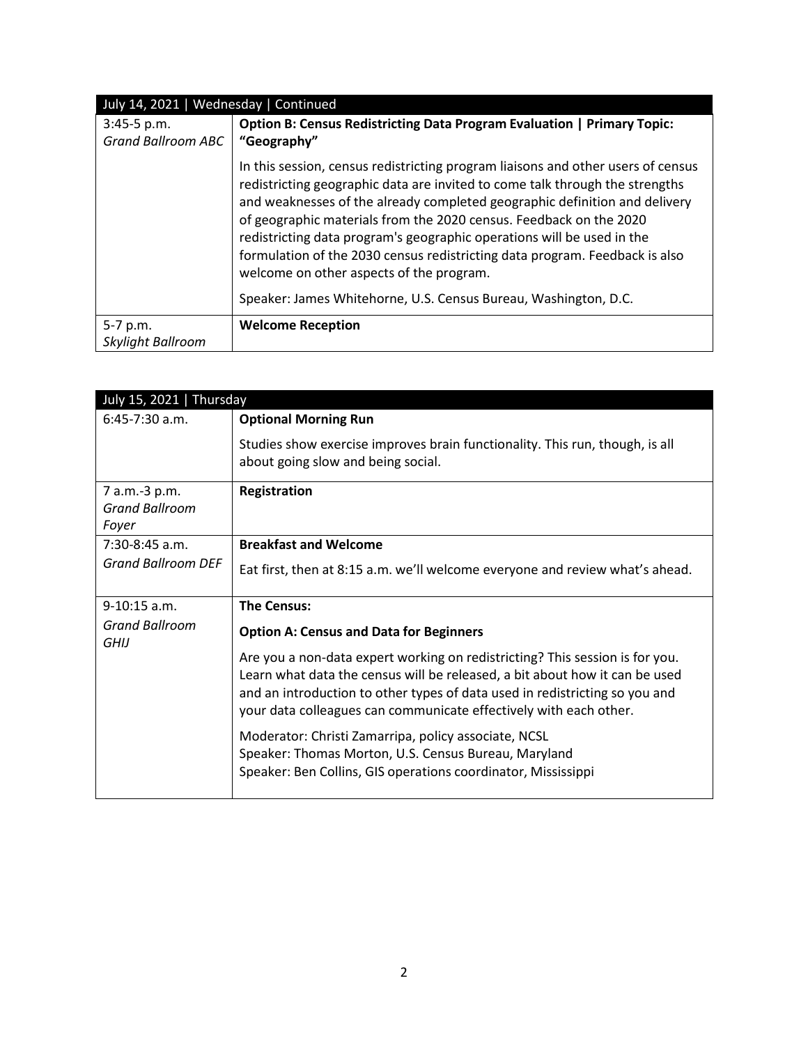| July 14, 2021 \| Wednesday \| Continued | |
|---|---|
| 3:45-5 p.m.<br>*Grand Ballroom ABC* | **Option B: Census Redistricting Data Program Evaluation \| Primary Topic: "Geography"**<br><br>In this session, census redistricting program liaisons and other users of census redistricting geographic data are invited to come talk through the strengths and weaknesses of the already completed geographic definition and delivery of geographic materials from the 2020 census. Feedback on the 2020 redistricting data program's geographic operations will be used in the formulation of the 2030 census redistricting data program. Feedback is also welcome on other aspects of the program.<br><br>Speaker: James Whitehorne, U.S. Census Bureau, Washington, D.C. |
| 5-7 p.m.<br>*Skylight Ballroom* | **Welcome Reception** |

| July 15, 2021 \| Thursday | |
|---|---|
| 6:45-7:30 a.m. | **Optional Morning Run**<br><br>Studies show exercise improves brain functionality. This run, though, is all about going slow and being social. |
| 7 a.m.-3 p.m.<br>*Grand Ballroom Foyer* | **Registration** |
| 7:30-8:45 a.m.<br>*Grand Ballroom DEF* | **Breakfast and Welcome**<br><br>Eat first, then at 8:15 a.m. we'll welcome everyone and review what's ahead. |
| 9-10:15 a.m.<br>*Grand Ballroom GHIJ* | **The Census:**<br><br>**Option A: Census and Data for Beginners**<br><br>Are you a non-data expert working on redistricting? This session is for you. Learn what data the census will be released, a bit about how it can be used and an introduction to other types of data used in redistricting so you and your data colleagues can communicate effectively with each other.<br><br>Moderator: Christi Zamarripa, policy associate, NCSL<br>Speaker: Thomas Morton, U.S. Census Bureau, Maryland<br>Speaker: Ben Collins, GIS operations coordinator, Mississippi |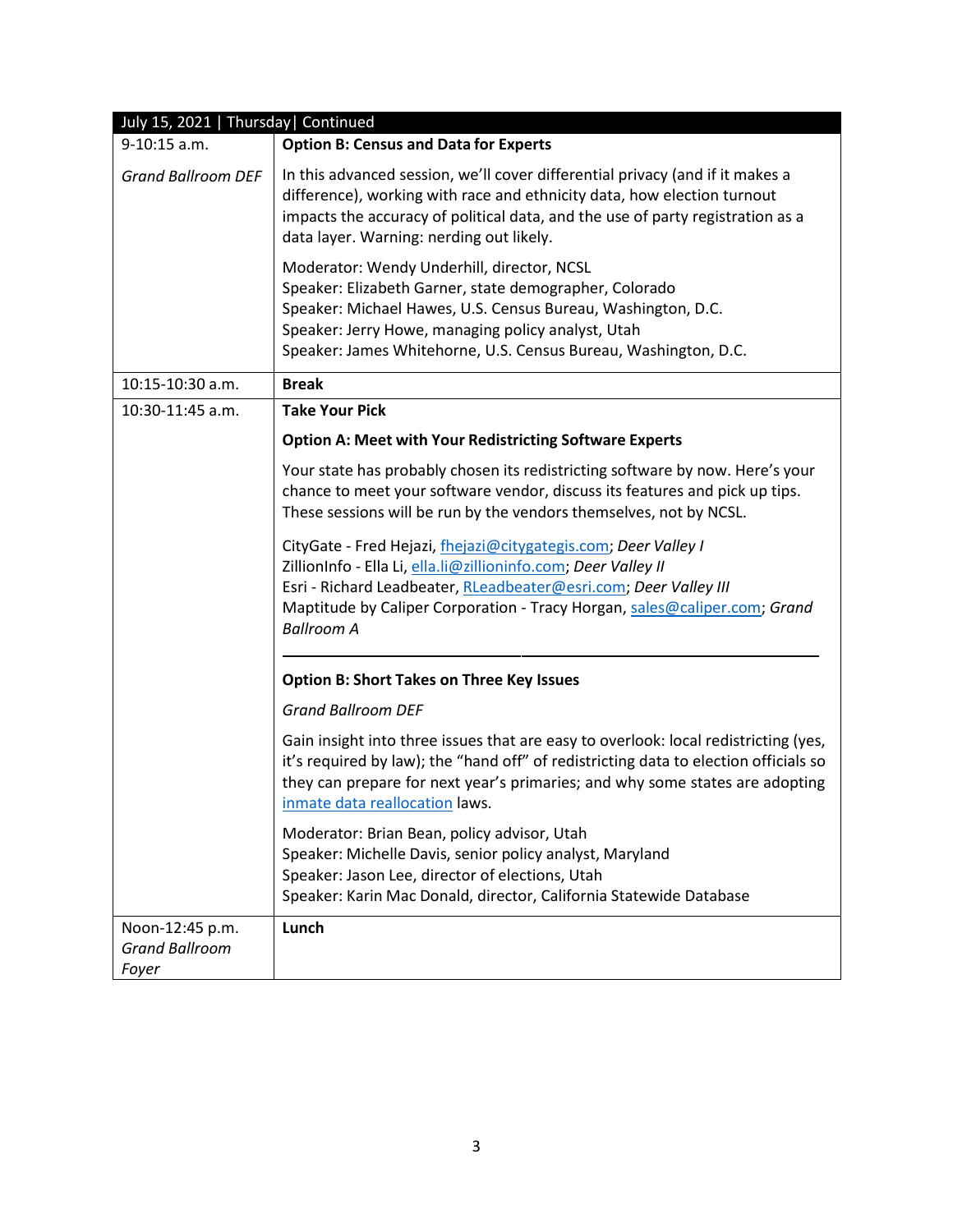| July 15, 2021 \| Thursday\| Continued | |
|---|---|
| 9-10:15 a.m.<br><br>*Grand Ballroom DEF* | **Option B: Census and Data for Experts**<br><br>In this advanced session, we'll cover differential privacy (and if it makes a difference), working with race and ethnicity data, how election turnout impacts the accuracy of political data, and the use of party registration as a data layer. Warning: nerding out likely.<br><br>Moderator: Wendy Underhill, director, NCSL<br>Speaker: Elizabeth Garner, state demographer, Colorado<br>Speaker: Michael Hawes, U.S. Census Bureau, Washington, D.C.<br>Speaker: Jerry Howe, managing policy analyst, Utah<br>Speaker: James Whitehorne, U.S. Census Bureau, Washington, D.C. |
| 10:15-10:30 a.m. | **Break** |
| 10:30-11:45 a.m. | **Take Your Pick**<br><br>**Option A: Meet with Your Redistricting Software Experts**<br><br>Your state has probably chosen its redistricting software by now. Here's your chance to meet your software vendor, discuss its features and pick up tips. These sessions will be run by the vendors themselves, not by NCSL.<br><br>CityGate - Fred Hejazi, fhejazi@citygategis.com; *Deer Valley I*<br>ZillionInfo - Ella Li, ella.li@zillioninfo.com; *Deer Valley II*<br>Esri - Richard Leadbeater, RLeadbeater@esri.com; *Deer Valley III*<br>Maptitude by Caliper Corporation - Tracy Horgan, sales@caliper.com; *Grand Ballroom A*<br><br>---<br><br>**Option B: Short Takes on Three Key Issues**<br><br>*Grand Ballroom DEF*<br><br>Gain insight into three issues that are easy to overlook: local redistricting (yes, it's required by law); the "hand off" of redistricting data to election officials so they can prepare for next year's primaries; and why some states are adopting inmate data reallocation laws.<br><br>Moderator: Brian Bean, policy advisor, Utah<br>Speaker: Michelle Davis, senior policy analyst, Maryland<br>Speaker: Jason Lee, director of elections, Utah<br>Speaker: Karin Mac Donald, director, California Statewide Database |
| Noon-12:45 p.m.<br>*Grand Ballroom Foyer* | **Lunch** |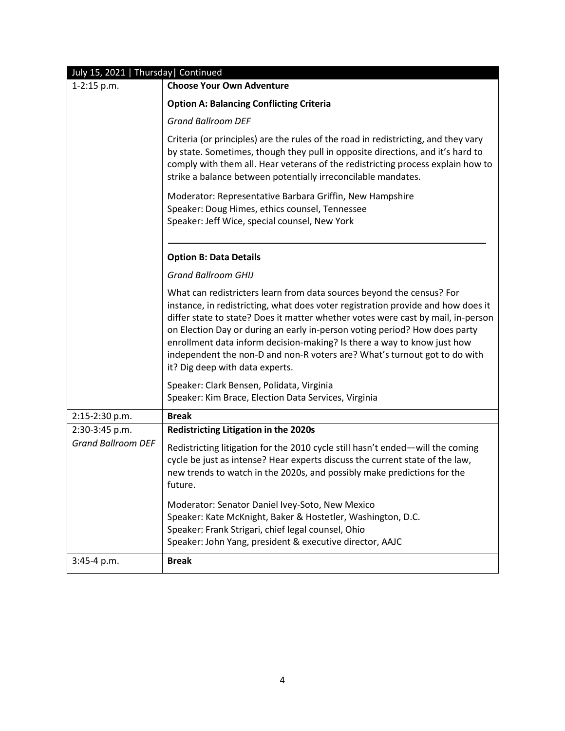| July 15, 2021 \| Thursday\| Continued | |
|---|---|
| 1-2:15 p.m. | **Choose Your Own Adventure**<br><br>**Option A: Balancing Conflicting Criteria**<br><br>*Grand Ballroom DEF*<br><br>Criteria (or principles) are the rules of the road in redistricting, and they vary by state. Sometimes, though they pull in opposite directions, and it's hard to comply with them all. Hear veterans of the redistricting process explain how to strike a balance between potentially irreconcilable mandates.<br><br>Moderator: Representative Barbara Griffin, New Hampshire<br>Speaker: Doug Himes, ethics counsel, Tennessee<br>Speaker: Jeff Wice, special counsel, New York<br><br>---<br><br>**Option B: Data Details**<br><br>*Grand Ballroom GHIJ*<br><br>What can redistricters learn from data sources beyond the census? For instance, in redistricting, what does voter registration provide and how does it differ state to state? Does it matter whether votes were cast by mail, in-person on Election Day or during an early in-person voting period? How does party enrollment data inform decision-making? Is there a way to know just how independent the non-D and non-R voters are? What's turnout got to do with it? Dig deep with data experts.<br><br>Speaker: Clark Bensen, Polidata, Virginia<br>Speaker: Kim Brace, Election Data Services, Virginia |
| 2:15-2:30 p.m. | **Break** |
| 2:30-3:45 p.m.<br>*Grand Ballroom DEF* | **Redistricting Litigation in the 2020s**<br><br>Redistricting litigation for the 2010 cycle still hasn't ended—will the coming cycle be just as intense? Hear experts discuss the current state of the law, new trends to watch in the 2020s, and possibly make predictions for the future.<br><br>Moderator: Senator Daniel Ivey-Soto, New Mexico<br>Speaker: Kate McKnight, Baker & Hostetler, Washington, D.C.<br>Speaker: Frank Strigari, chief legal counsel, Ohio<br>Speaker: John Yang, president & executive director, AAJC |
| 3:45-4 p.m. | **Break** |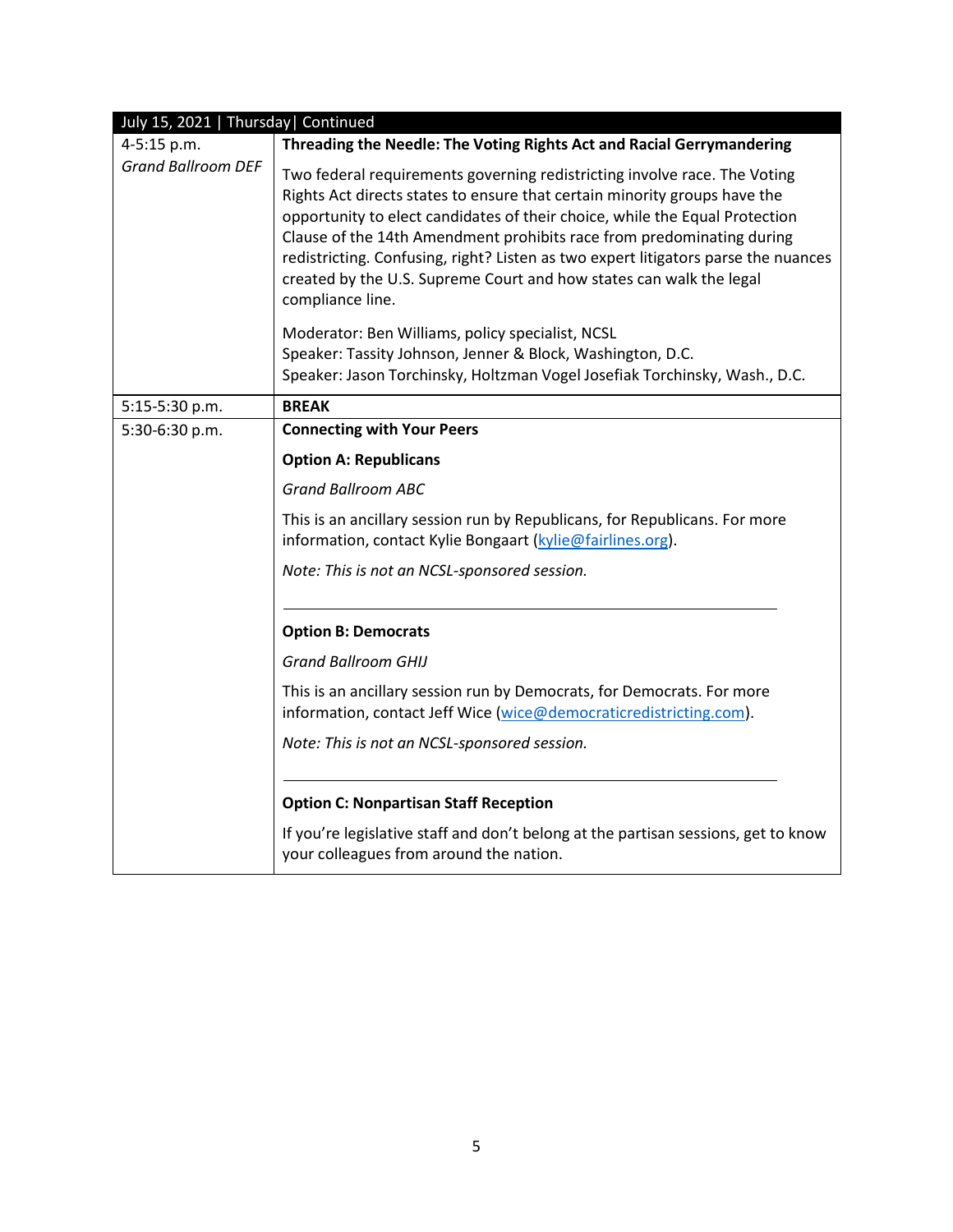| July 15, 2021 \| Thursday\| Continued | |
|---|---|
| 4-5:15 p.m.<br>*Grand Ballroom DEF* | **Threading the Needle: The Voting Rights Act and Racial Gerrymandering**<br><br>Two federal requirements governing redistricting involve race. The Voting Rights Act directs states to ensure that certain minority groups have the opportunity to elect candidates of their choice, while the Equal Protection Clause of the 14th Amendment prohibits race from predominating during redistricting. Confusing, right? Listen as two expert litigators parse the nuances created by the U.S. Supreme Court and how states can walk the legal compliance line.<br><br>Moderator: Ben Williams, policy specialist, NCSL<br>Speaker: Tassity Johnson, Jenner & Block, Washington, D.C.<br>Speaker: Jason Torchinsky, Holtzman Vogel Josefiak Torchinsky, Wash., D.C. |
| 5:15-5:30 p.m. | **BREAK** |
| 5:30-6:30 p.m. | **Connecting with Your Peers**<br><br>**Option A: Republicans**<br><br>*Grand Ballroom ABC*<br><br>This is an ancillary session run by Republicans, for Republicans. For more information, contact Kylie Bongaart (kylie@fairlines.org).<br><br>*Note: This is not an NCSL-sponsored session.*<br><br>---<br><br>**Option B: Democrats**<br><br>*Grand Ballroom GHIJ*<br><br>This is an ancillary session run by Democrats, for Democrats. For more information, contact Jeff Wice (wice@democraticredistricting.com).<br><br>*Note: This is not an NCSL-sponsored session.*<br><br>---<br><br>**Option C: Nonpartisan Staff Reception**<br><br>If you're legislative staff and don't belong at the partisan sessions, get to know your colleagues from around the nation. |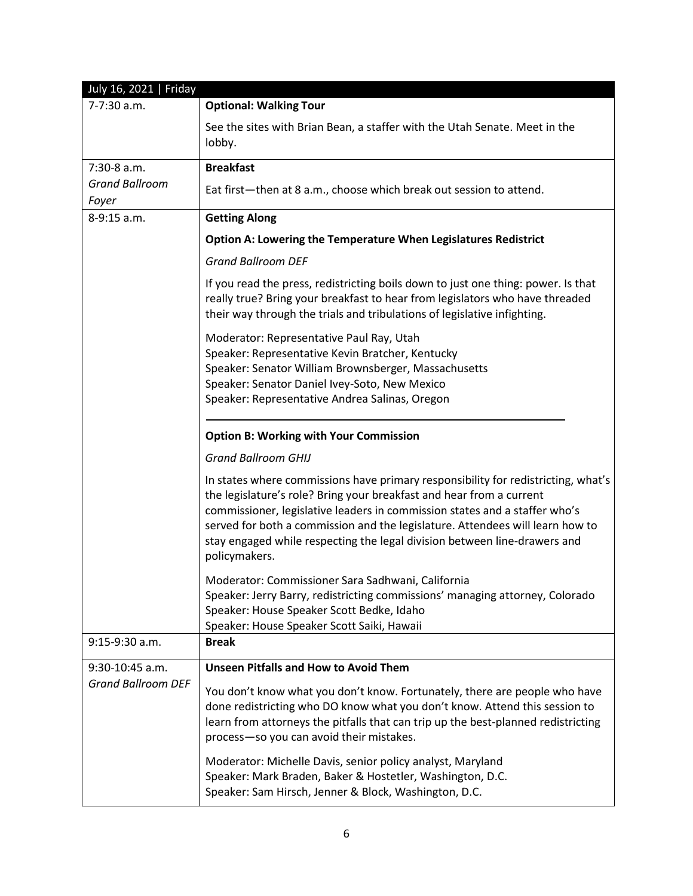| July 16, 2021 \| Friday | |
|---|---|
| 7-7:30 a.m. | **Optional: Walking Tour**<br><br>See the sites with Brian Bean, a staffer with the Utah Senate. Meet in the lobby. |
| 7:30-8 a.m.<br>*Grand Ballroom Foyer* | **Breakfast**<br><br>Eat first—then at 8 a.m., choose which break out session to attend. |
| 8-9:15 a.m. | **Getting Along**<br><br>**Option A: Lowering the Temperature When Legislatures Redistrict**<br><br>*Grand Ballroom DEF*<br><br>If you read the press, redistricting boils down to just one thing: power. Is that really true? Bring your breakfast to hear from legislators who have threaded their way through the trials and tribulations of legislative infighting.<br><br>Moderator: Representative Paul Ray, Utah<br>Speaker: Representative Kevin Bratcher, Kentucky<br>Speaker: Senator William Brownsberger, Massachusetts<br>Speaker: Senator Daniel Ivey-Soto, New Mexico<br>Speaker: Representative Andrea Salinas, Oregon<br><br>**Option B: Working with Your Commission**<br><br>*Grand Ballroom GHIJ*<br><br>In states where commissions have primary responsibility for redistricting, what's the legislature's role? Bring your breakfast and hear from a current commissioner, legislative leaders in commission states and a staffer who's served for both a commission and the legislature. Attendees will learn how to stay engaged while respecting the legal division between line-drawers and policymakers.<br><br>Moderator: Commissioner Sara Sadhwani, California<br>Speaker: Jerry Barry, redistricting commissions' managing attorney, Colorado<br>Speaker: House Speaker Scott Bedke, Idaho<br>Speaker: House Speaker Scott Saiki, Hawaii |
| 9:15-9:30 a.m. | **Break** |
| 9:30-10:45 a.m.<br>*Grand Ballroom DEF* | **Unseen Pitfalls and How to Avoid Them**<br><br>You don't know what you don't know. Fortunately, there are people who have done redistricting who DO know what you don't know. Attend this session to learn from attorneys the pitfalls that can trip up the best-planned redistricting process—so you can avoid their mistakes.<br><br>Moderator: Michelle Davis, senior policy analyst, Maryland<br>Speaker: Mark Braden, Baker & Hostetler, Washington, D.C.<br>Speaker: Sam Hirsch, Jenner & Block, Washington, D.C. |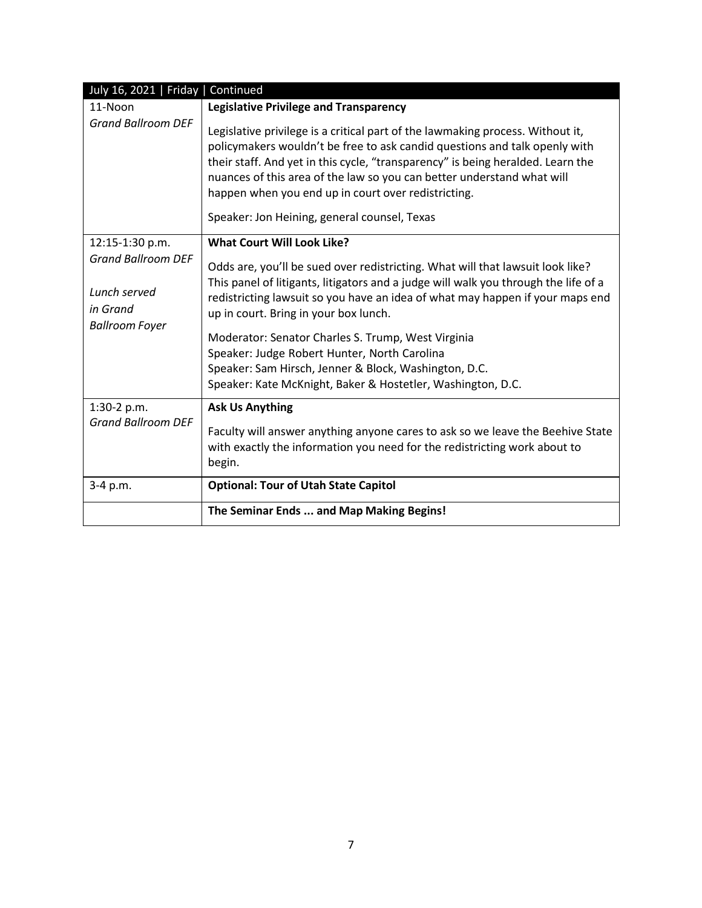| July 16, 2021 \| Friday \| Continued | |
|---|---|
| 11-Noon<br>*Grand Ballroom DEF* | **Legislative Privilege and Transparency**<br><br>Legislative privilege is a critical part of the lawmaking process. Without it, policymakers wouldn't be free to ask candid questions and talk openly with their staff. And yet in this cycle, "transparency" is being heralded. Learn the nuances of this area of the law so you can better understand what will happen when you end up in court over redistricting.<br><br>Speaker: Jon Heining, general counsel, Texas |
| 12:15-1:30 p.m.<br>*Grand Ballroom DEF*<br><br>*Lunch served in Grand Ballroom Foyer* | **What Court Will Look Like?**<br><br>Odds are, you'll be sued over redistricting. What will that lawsuit look like? This panel of litigants, litigators and a judge will walk you through the life of a redistricting lawsuit so you have an idea of what may happen if your maps end up in court. Bring in your box lunch.<br><br>Moderator: Senator Charles S. Trump, West Virginia<br>Speaker: Judge Robert Hunter, North Carolina<br>Speaker: Sam Hirsch, Jenner & Block, Washington, D.C.<br>Speaker: Kate McKnight, Baker & Hostetler, Washington, D.C. |
| 1:30-2 p.m.<br>*Grand Ballroom DEF* | **Ask Us Anything**<br><br>Faculty will answer anything anyone cares to ask so we leave the Beehive State with exactly the information you need for the redistricting work about to begin. |
| 3-4 p.m. | **Optional: Tour of Utah State Capitol** |
| | **The Seminar Ends ... and Map Making Begins!** |